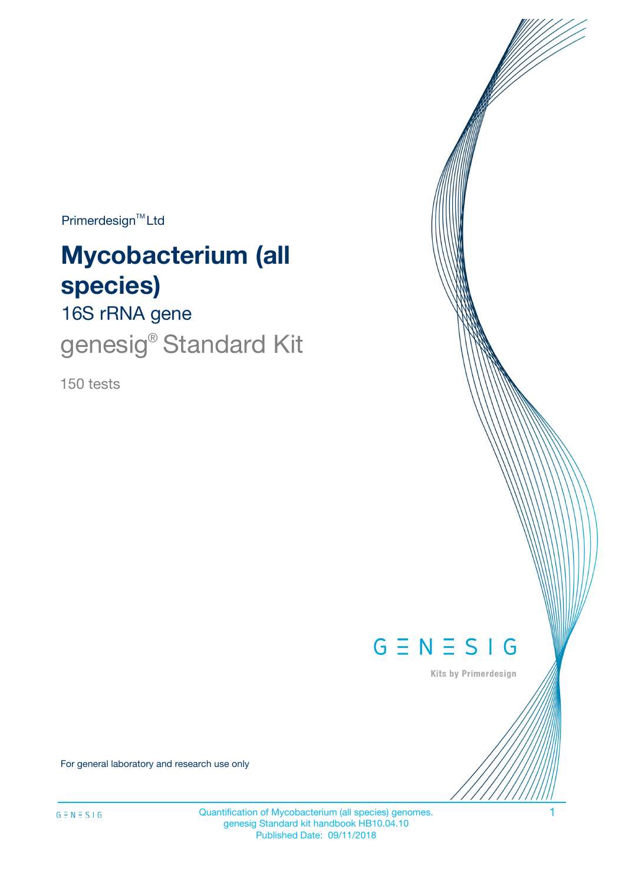Primerdesign™ Ltd

# Mycobacterium (all species)

## 16S rRNA gene

## genesig® Standard Kit

150 tests

GENESIG

Kits by Primerdesign

For general laboratory and research use only

Quantification of Mycobacterium (all species) genomes.
genesig Standard kit handbook HB10.04.10
Published Date: 09/11/2018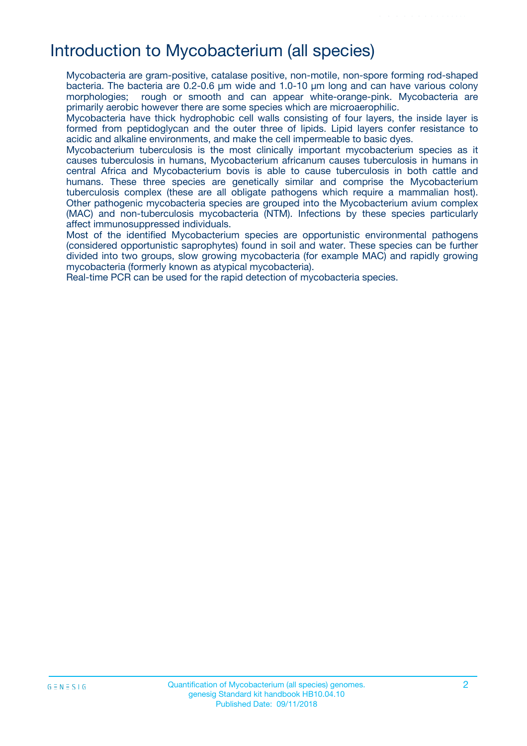# Introduction to Mycobacterium (all species)

Mycobacteria are gram-positive, catalase positive, non-motile, non-spore forming rod-shaped bacteria. The bacteria are 0.2-0.6 µm wide and 1.0-10 µm long and can have various colony morphologies; rough or smooth and can appear white-orange-pink. Mycobacteria are primarily aerobic however there are some species which are microaerophilic.

Mycobacteria have thick hydrophobic cell walls consisting of four layers, the inside layer is formed from peptidoglycan and the outer three of lipids. Lipid layers confer resistance to acidic and alkaline environments, and make the cell impermeable to basic dyes.

Mycobacterium tuberculosis is the most clinically important mycobacterium species as it causes tuberculosis in humans, Mycobacterium africanum causes tuberculosis in humans in central Africa and Mycobacterium bovis is able to cause tuberculosis in both cattle and humans. These three species are genetically similar and comprise the Mycobacterium tuberculosis complex (these are all obligate pathogens which require a mammalian host). Other pathogenic mycobacteria species are grouped into the Mycobacterium avium complex (MAC) and non-tuberculosis mycobacteria (NTM). Infections by these species particularly affect immunosuppressed individuals.

Most of the identified Mycobacterium species are opportunistic environmental pathogens (considered opportunistic saprophytes) found in soil and water. These species can be further divided into two groups, slow growing mycobacteria (for example MAC) and rapidly growing mycobacteria (formerly known as atypical mycobacteria).

Real-time PCR can be used for the rapid detection of mycobacteria species.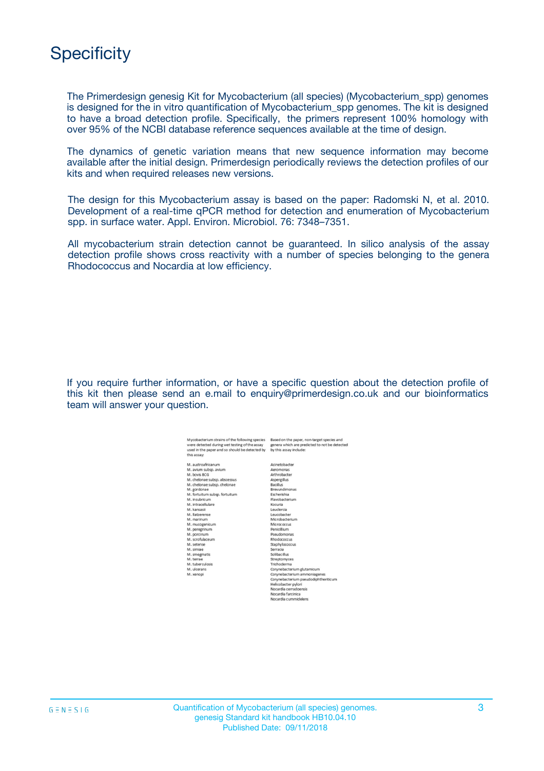# Specificity

The Primerdesign genesig Kit for Mycobacterium (all species) (Mycobacterium_spp) genomes is designed for the in vitro quantification of Mycobacterium_spp genomes. The kit is designed to have a broad detection profile. Specifically, the primers represent 100% homology with over 95% of the NCBI database reference sequences available at the time of design.

The dynamics of genetic variation means that new sequence information may become available after the initial design. Primerdesign periodically reviews the detection profiles of our kits and when required releases new versions.

The design for this Mycobacterium assay is based on the paper: Radomski N, et al. 2010. Development of a real-time qPCR method for detection and enumeration of Mycobacterium spp. in surface water. Appl. Environ. Microbiol. 76: 7348–7351.

All mycobacterium strain detection cannot be guaranteed. In silico analysis of the assay detection profile shows cross reactivity with a number of species belonging to the genera Rhodococcus and Nocardia at low efficiency.

If you require further information, or have a specific question about the detection profile of this kit then please send an e.mail to enquiry@primerdesign.co.uk and our bioinformatics team will answer your question.

| Mycobacterium strains of the following species were detected during wet testing of the assay used in the paper and so should be detected by this assay: | Based on the paper, non-target species and genera which are predicted to not be detected by this assay include: |
|---|---|
| M. austroafricanum | Acinetobacter |
| M. avium subsp. avium | Aeromonas |
| M. bovis BCG | Arthrobacter |
| M. chelonae subsp. abscessus | Aspergillus |
| M. chelonae subsp. chelonae | Bacillus |
| M. gordonae | Brevundimonas |
| M. fortuitum subsp. fortuitum | Escherishia |
| M. insubricum | Flavobacterium |
| M. intracellulare | Kocuria |
| M. kansasii | Leuclercia |
| M. llatzerense | Leucobacter |
| M. marinum | Microbacterium |
| M. mucogenicum | Micrococcus |
| M. peregrinum | Penicillium |
| M. porcinum | Pseudomonas |
| M. scrofulaceum | Rhodococcus |
| M. setense | Staphylococcus |
| M. simiae | Serracia |
| M. smegmatis | Solibacillus |
| M. terrae | Streptomyces |
| M. tuberculosis | Trichoderma |
| M. ulcerans | Corynebacterium glutamicum |
| M. xenopi | Corynebacterium ammoniagenes |
| | Corynebacterium pseudodiphtheriticum |
| | Helicobacter pylori |
| | Nocardia cerradoensis |
| | Nocardia farcinica |
| | Nocardia cummidelens |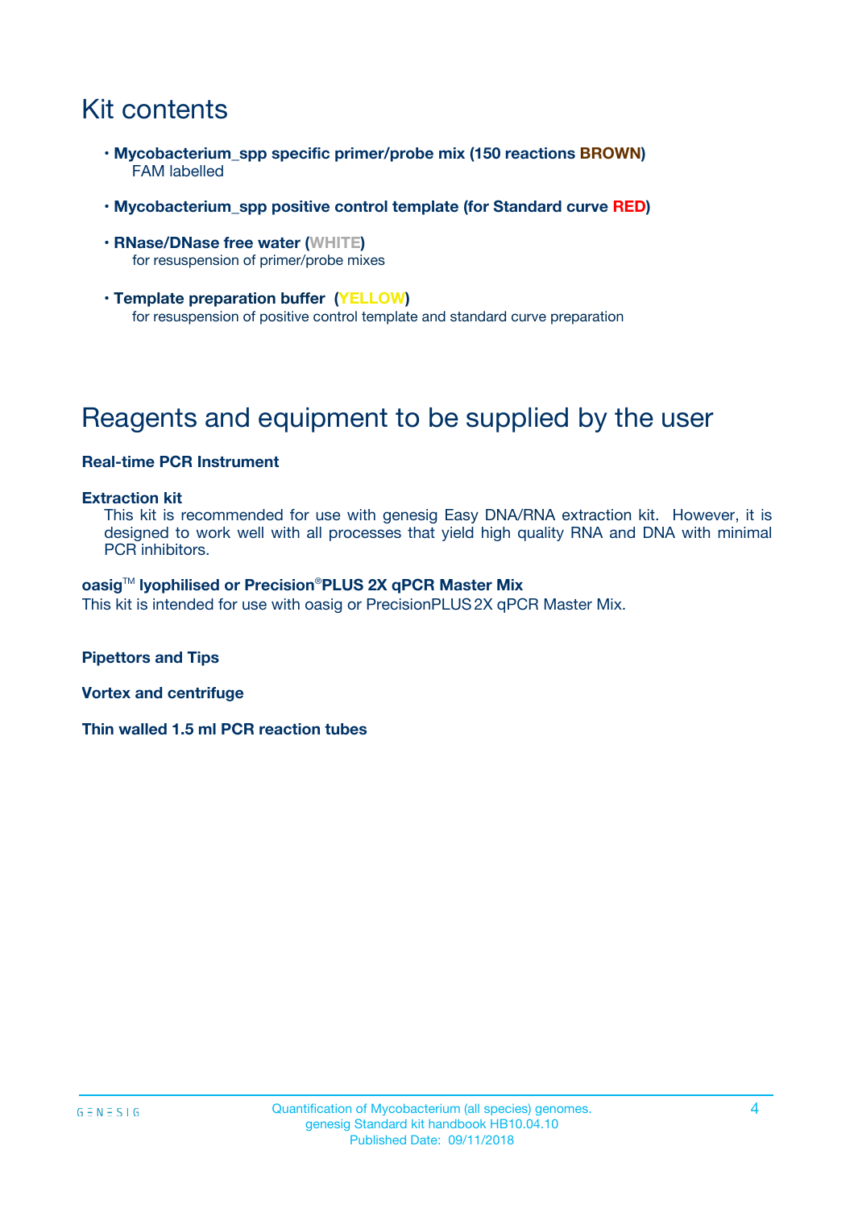# Kit contents

- **Mycobacterium_spp specific primer/probe mix (150 reactions BROWN)**
  FAM labelled
- **Mycobacterium_spp positive control template (for Standard curve RED)**
- **RNase/DNase free water (WHITE)**
  for resuspension of primer/probe mixes
- **Template preparation buffer (YELLOW)**
  for resuspension of positive control template and standard curve preparation

# Reagents and equipment to be supplied by the user

**Real-time PCR Instrument**

**Extraction kit**

This kit is recommended for use with genesig Easy DNA/RNA extraction kit. However, it is designed to work well with all processes that yield high quality RNA and DNA with minimal PCR inhibitors.

**oasig™ lyophilised or Precision®PLUS 2X qPCR Master Mix**

This kit is intended for use with oasig or PrecisionPLUS 2X qPCR Master Mix.

**Pipettors and Tips**

**Vortex and centrifuge**

**Thin walled 1.5 ml PCR reaction tubes**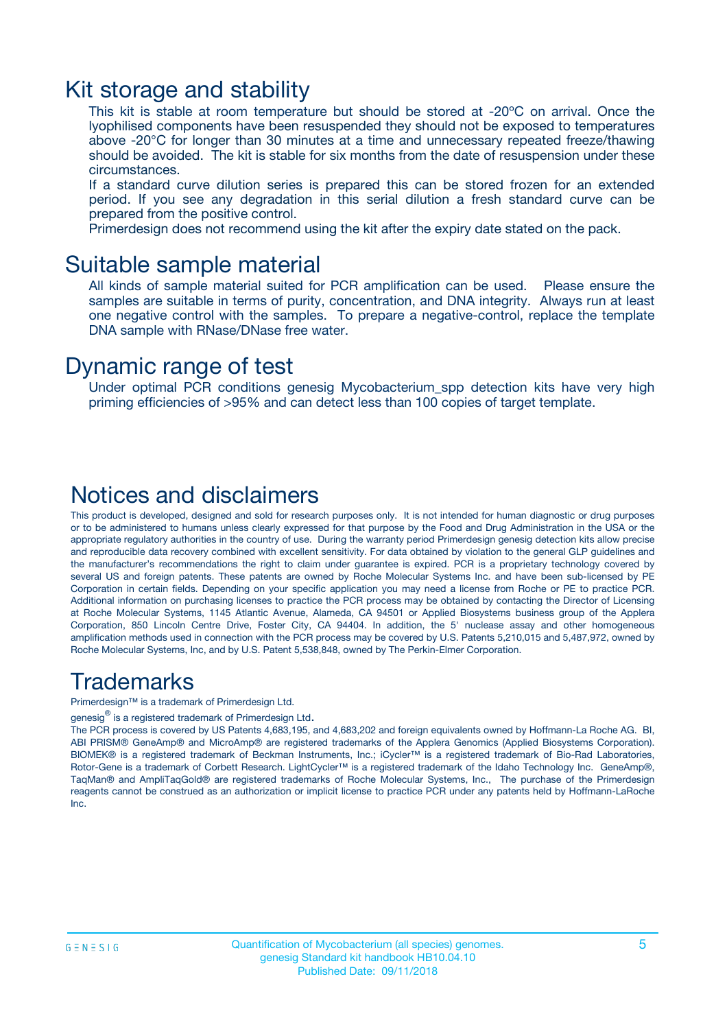# Kit storage and stability

This kit is stable at room temperature but should be stored at -20ºC on arrival. Once the lyophilised components have been resuspended they should not be exposed to temperatures above -20°C for longer than 30 minutes at a time and unnecessary repeated freeze/thawing should be avoided. The kit is stable for six months from the date of resuspension under these circumstances.

If a standard curve dilution series is prepared this can be stored frozen for an extended period. If you see any degradation in this serial dilution a fresh standard curve can be prepared from the positive control.

Primerdesign does not recommend using the kit after the expiry date stated on the pack.

# Suitable sample material

All kinds of sample material suited for PCR amplification can be used. Please ensure the samples are suitable in terms of purity, concentration, and DNA integrity. Always run at least one negative control with the samples. To prepare a negative-control, replace the template DNA sample with RNase/DNase free water.

# Dynamic range of test

Under optimal PCR conditions genesig Mycobacterium_spp detection kits have very high priming efficiencies of >95% and can detect less than 100 copies of target template.

# Notices and disclaimers

This product is developed, designed and sold for research purposes only. It is not intended for human diagnostic or drug purposes or to be administered to humans unless clearly expressed for that purpose by the Food and Drug Administration in the USA or the appropriate regulatory authorities in the country of use. During the warranty period Primerdesign genesig detection kits allow precise and reproducible data recovery combined with excellent sensitivity. For data obtained by violation to the general GLP guidelines and the manufacturer's recommendations the right to claim under guarantee is expired. PCR is a proprietary technology covered by several US and foreign patents. These patents are owned by Roche Molecular Systems Inc. and have been sub-licensed by PE Corporation in certain fields. Depending on your specific application you may need a license from Roche or PE to practice PCR. Additional information on purchasing licenses to practice the PCR process may be obtained by contacting the Director of Licensing at Roche Molecular Systems, 1145 Atlantic Avenue, Alameda, CA 94501 or Applied Biosystems business group of the Applera Corporation, 850 Lincoln Centre Drive, Foster City, CA 94404. In addition, the 5' nuclease assay and other homogeneous amplification methods used in connection with the PCR process may be covered by U.S. Patents 5,210,015 and 5,487,972, owned by Roche Molecular Systems, Inc, and by U.S. Patent 5,538,848, owned by The Perkin-Elmer Corporation.

# Trademarks

Primerdesign™ is a trademark of Primerdesign Ltd.

genesig® is a registered trademark of Primerdesign Ltd.

The PCR process is covered by US Patents 4,683,195, and 4,683,202 and foreign equivalents owned by Hoffmann-La Roche AG. BI, ABI PRISM® GeneAmp® and MicroAmp® are registered trademarks of the Applera Genomics (Applied Biosystems Corporation). BIOMEK® is a registered trademark of Beckman Instruments, Inc.; iCycler™ is a registered trademark of Bio-Rad Laboratories, Rotor-Gene is a trademark of Corbett Research. LightCycler™ is a registered trademark of the Idaho Technology Inc. GeneAmp®, TaqMan® and AmpliTaqGold® are registered trademarks of Roche Molecular Systems, Inc., The purchase of the Primerdesign reagents cannot be construed as an authorization or implicit license to practice PCR under any patents held by Hoffmann-LaRoche Inc.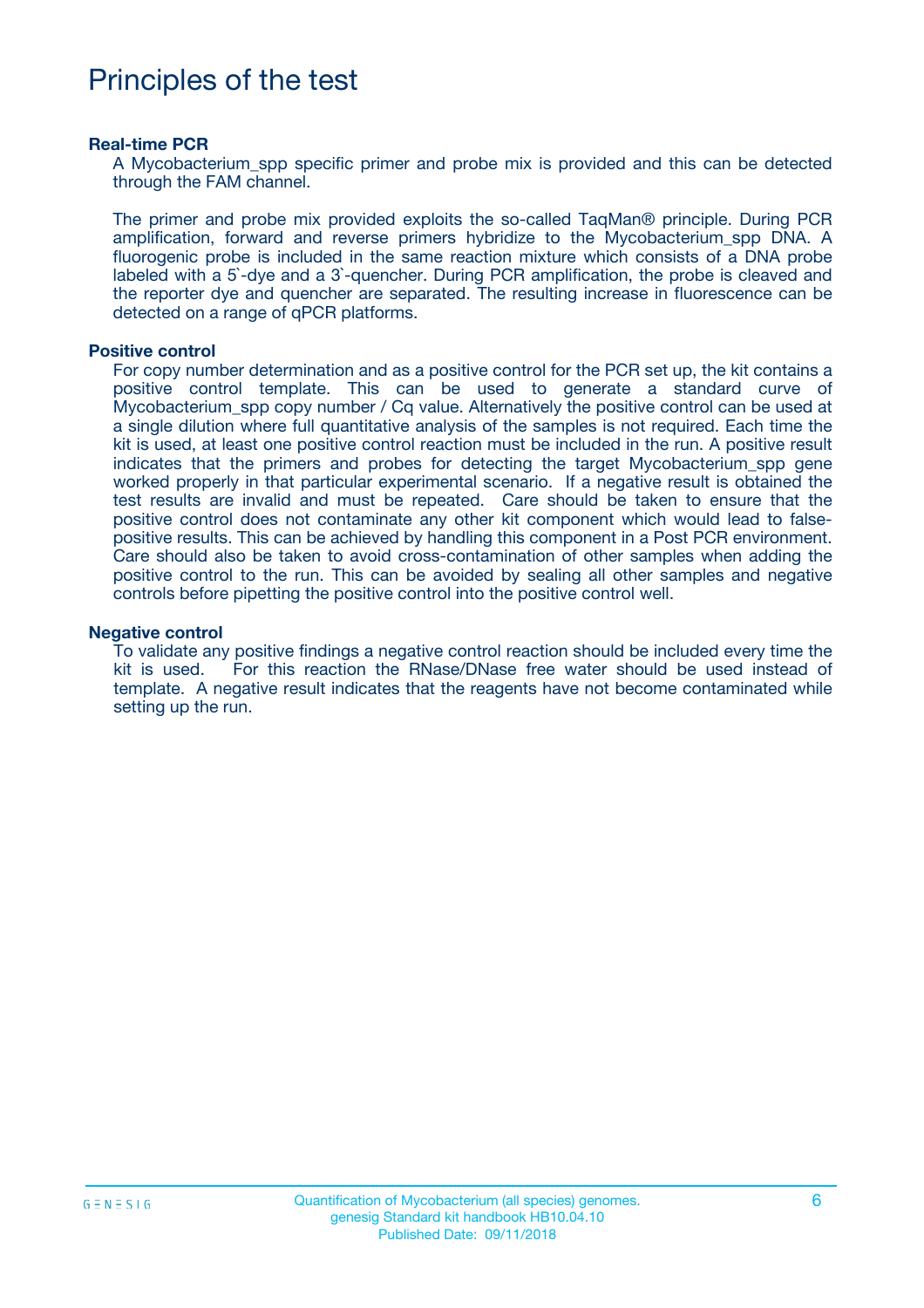# Principles of the test

**Real-time PCR**

A Mycobacterium_spp specific primer and probe mix is provided and this can be detected through the FAM channel.

The primer and probe mix provided exploits the so-called TaqMan® principle. During PCR amplification, forward and reverse primers hybridize to the Mycobacterium_spp DNA. A fluorogenic probe is included in the same reaction mixture which consists of a DNA probe labeled with a 5`-dye and a 3`-quencher. During PCR amplification, the probe is cleaved and the reporter dye and quencher are separated. The resulting increase in fluorescence can be detected on a range of qPCR platforms.

**Positive control**

For copy number determination and as a positive control for the PCR set up, the kit contains a positive control template. This can be used to generate a standard curve of Mycobacterium_spp copy number / Cq value. Alternatively the positive control can be used at a single dilution where full quantitative analysis of the samples is not required. Each time the kit is used, at least one positive control reaction must be included in the run. A positive result indicates that the primers and probes for detecting the target Mycobacterium_spp gene worked properly in that particular experimental scenario. If a negative result is obtained the test results are invalid and must be repeated. Care should be taken to ensure that the positive control does not contaminate any other kit component which would lead to false-positive results. This can be achieved by handling this component in a Post PCR environment. Care should also be taken to avoid cross-contamination of other samples when adding the positive control to the run. This can be avoided by sealing all other samples and negative controls before pipetting the positive control into the positive control well.

**Negative control**

To validate any positive findings a negative control reaction should be included every time the kit is used. For this reaction the RNase/DNase free water should be used instead of template. A negative result indicates that the reagents have not become contaminated while setting up the run.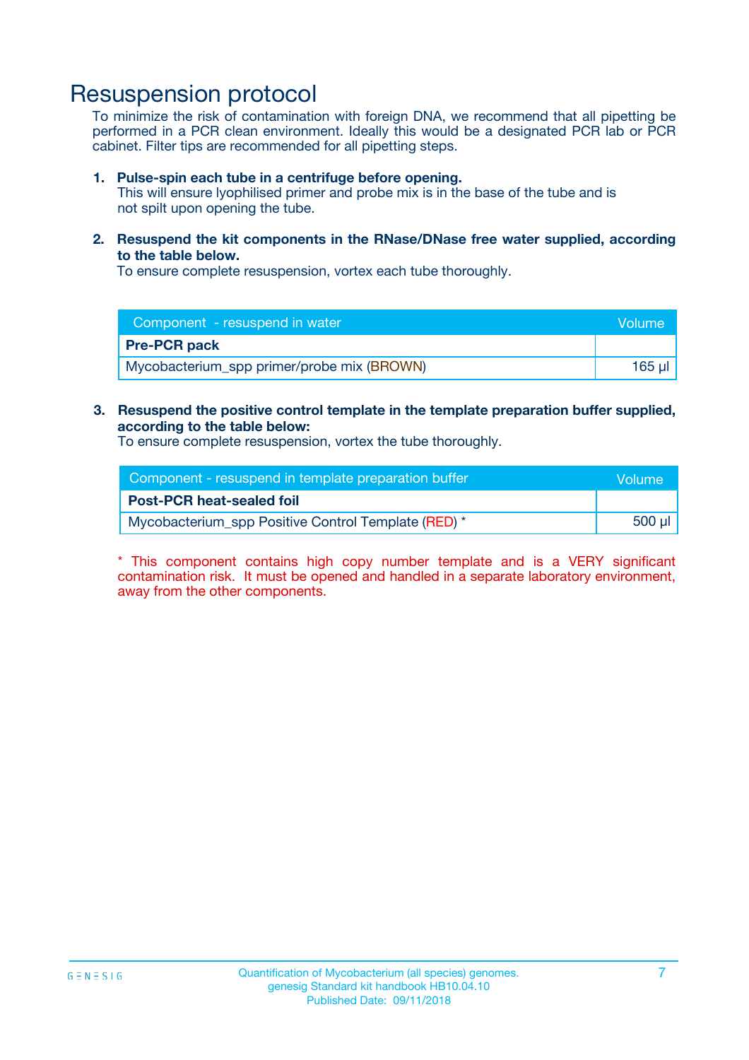# Resuspension protocol

To minimize the risk of contamination with foreign DNA, we recommend that all pipetting be performed in a PCR clean environment. Ideally this would be a designated PCR lab or PCR cabinet. Filter tips are recommended for all pipetting steps.

1. **Pulse-spin each tube in a centrifuge before opening.**
   This will ensure lyophilised primer and probe mix is in the base of the tube and is not spilt upon opening the tube.

2. **Resuspend the kit components in the RNase/DNase free water supplied, according to the table below.**
   To ensure complete resuspension, vortex each tube thoroughly.

| Component - resuspend in water | Volume |
| --- | --- |
| **Pre-PCR pack** | |
| Mycobacterium_spp primer/probe mix (BROWN) | 165 µl |

3. **Resuspend the positive control template in the template preparation buffer supplied, according to the table below:**
   To ensure complete resuspension, vortex the tube thoroughly.

| Component - resuspend in template preparation buffer | Volume |
| --- | --- |
| **Post-PCR heat-sealed foil** | |
| Mycobacterium_spp Positive Control Template (RED) * | 500 µl |

* This component contains high copy number template and is a VERY significant contamination risk. It must be opened and handled in a separate laboratory environment, away from the other components.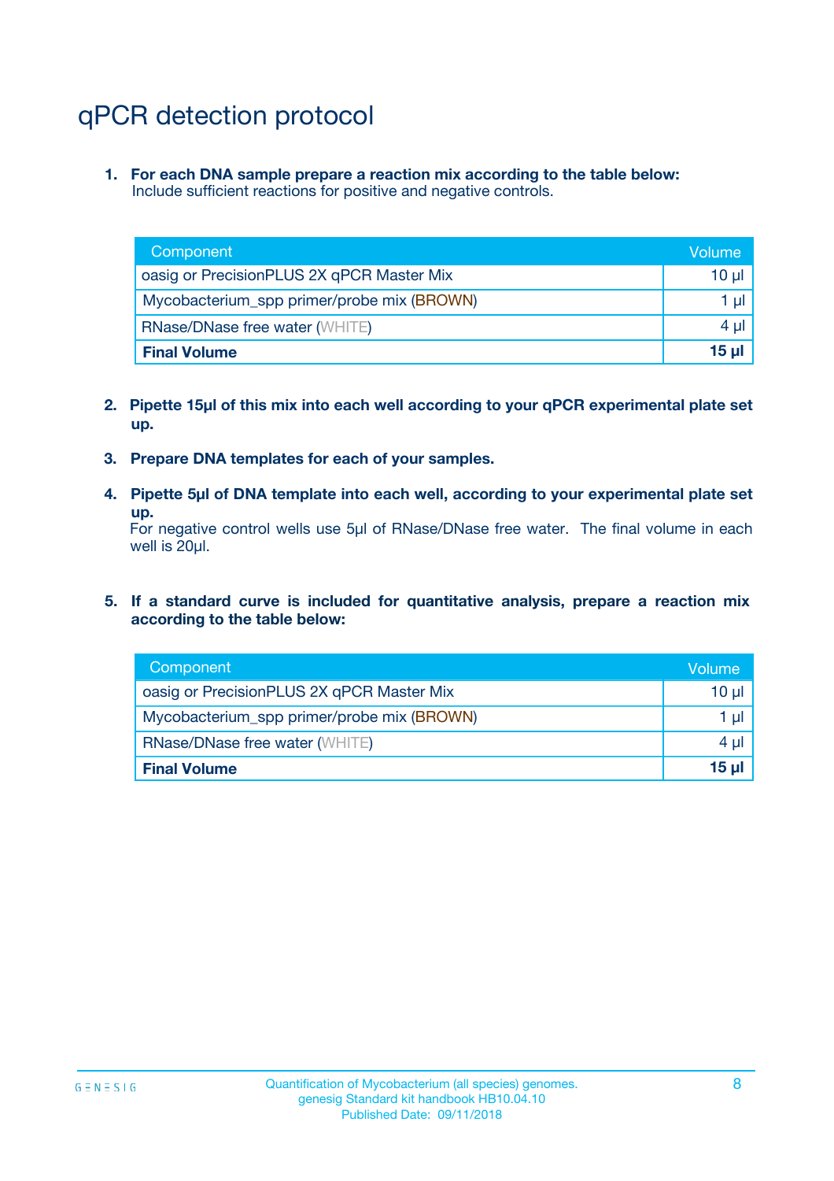# qPCR detection protocol

1. **For each DNA sample prepare a reaction mix according to the table below:**
   Include sufficient reactions for positive and negative controls.

| Component | Volume |
|---|---|
| oasig or PrecisionPLUS 2X qPCR Master Mix | 10 µl |
| Mycobacterium_spp primer/probe mix (BROWN) | 1 µl |
| RNase/DNase free water (WHITE) | 4 µl |
| **Final Volume** | **15 µl** |

2. **Pipette 15µl of this mix into each well according to your qPCR experimental plate set up.**

3. **Prepare DNA templates for each of your samples.**

4. **Pipette 5µl of DNA template into each well, according to your experimental plate set up.**
   For negative control wells use 5µl of RNase/DNase free water. The final volume in each well is 20µl.

5. **If a standard curve is included for quantitative analysis, prepare a reaction mix according to the table below:**

| Component | Volume |
|---|---|
| oasig or PrecisionPLUS 2X qPCR Master Mix | 10 µl |
| Mycobacterium_spp primer/probe mix (BROWN) | 1 µl |
| RNase/DNase free water (WHITE) | 4 µl |
| **Final Volume** | **15 µl** |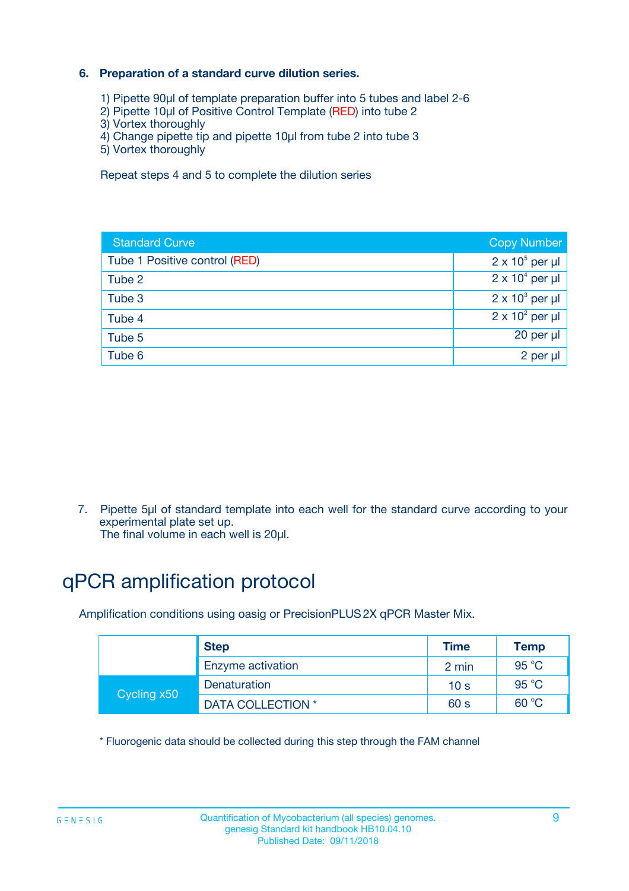**6. Preparation of a standard curve dilution series.**

1) Pipette 90µl of template preparation buffer into 5 tubes and label 2-6
2) Pipette 10µl of Positive Control Template (RED) into tube 2
3) Vortex thoroughly
4) Change pipette tip and pipette 10µl from tube 2 into tube 3
5) Vortex thoroughly

Repeat steps 4 and 5 to complete the dilution series

| Standard Curve | Copy Number |
|---|---|
| Tube 1 Positive control (RED) | $2 \times 10^5$ per µl |
| Tube 2 | $2 \times 10^4$ per µl |
| Tube 3 | $2 \times 10^3$ per µl |
| Tube 4 | $2 \times 10^2$ per µl |
| Tube 5 | 20 per µl |
| Tube 6 | 2 per µl |

7. Pipette 5µl of standard template into each well for the standard curve according to your experimental plate set up.
The final volume in each well is 20µl.

# qPCR amplification protocol

Amplification conditions using oasig or PrecisionPLUS 2X qPCR Master Mix.

| | Step | Time | Temp |
|---|---|---|---|
| | Enzyme activation | 2 min | 95 °C |
| Cycling x50 | Denaturation | 10 s | 95 °C |
| | DATA COLLECTION * | 60 s | 60 °C |

* Fluorogenic data should be collected during this step through the FAM channel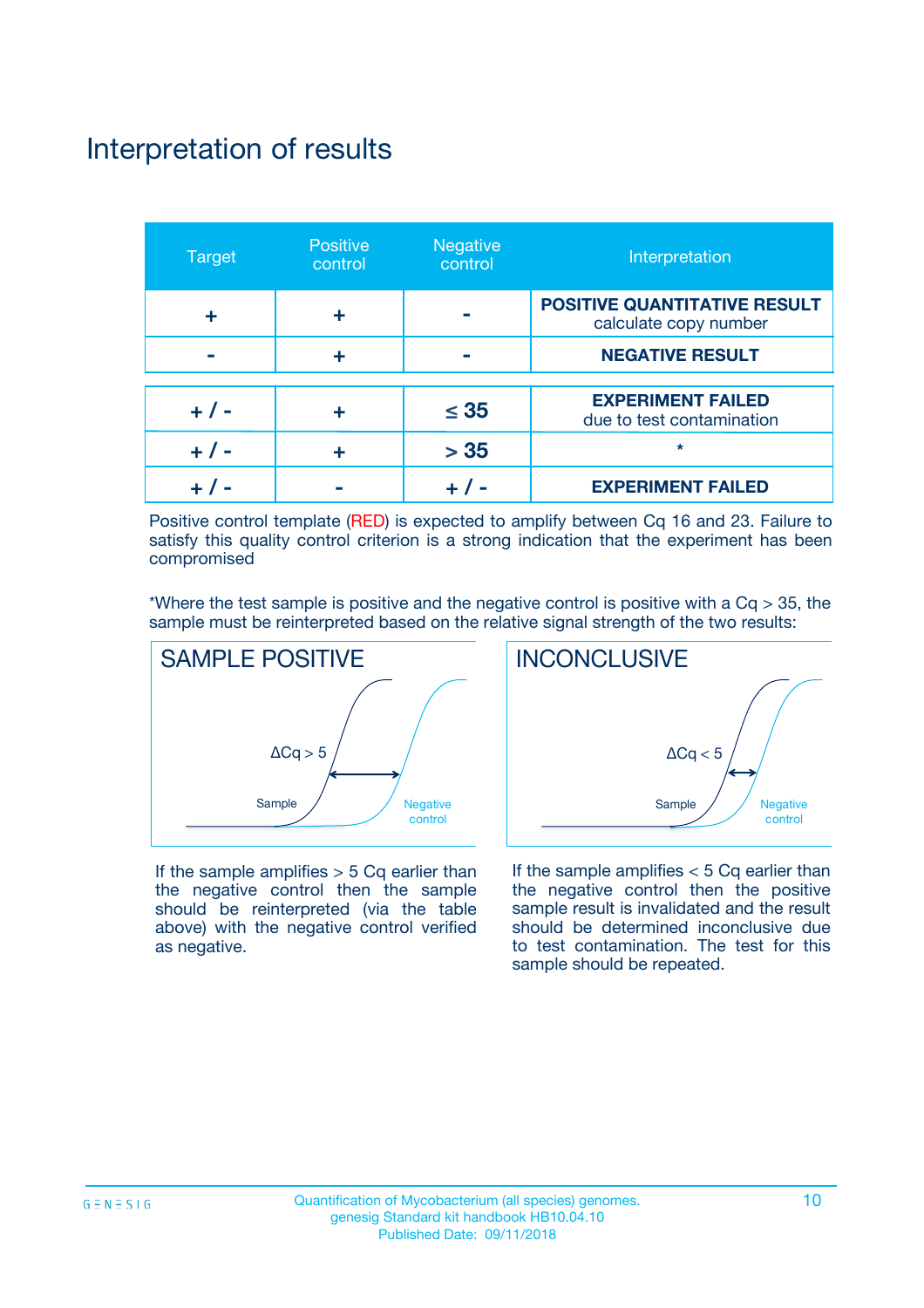# Interpretation of results

| Target | Positive control | Negative control | Interpretation |
|---|---|---|---|
| + | + | - | **POSITIVE QUANTITATIVE RESULT** calculate copy number |
| - | + | - | **NEGATIVE RESULT** |
| + / - | + | ≤ 35 | **EXPERIMENT FAILED** due to test contamination |
| + / - | + | > 35 | * |
| + / - | - | + / - | **EXPERIMENT FAILED** |

Positive control template (RED) is expected to amplify between Cq 16 and 23. Failure to satisfy this quality control criterion is a strong indication that the experiment has been compromised

*Where the test sample is positive and the negative control is positive with a Cq > 35, the sample must be reinterpreted based on the relative signal strength of the two results:

## SAMPLE POSITIVE

ΔCq > 5

Sample

Negative control

If the sample amplifies > 5 Cq earlier than the negative control then the sample should be reinterpreted (via the table above) with the negative control verified as negative.

## INCONCLUSIVE

ΔCq < 5

Sample

Negative control

If the sample amplifies < 5 Cq earlier than the negative control then the positive sample result is invalidated and the result should be determined inconclusive due to test contamination. The test for this sample should be repeated.